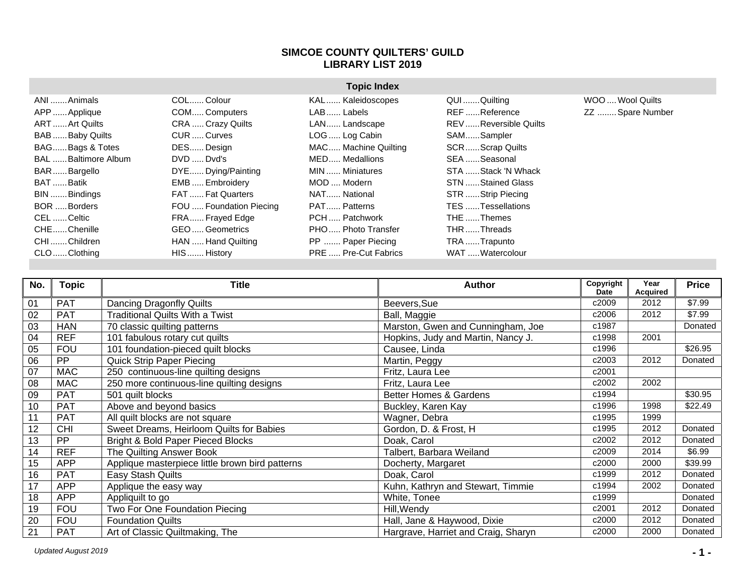# SIMCOE COUNTY QUILTERS' GUILD
## LIBRARY LIST 2019

### Topic Index

| | | | | |
|---|---|---|---|---|
| ANI ....... Animals | COL...... Colour | KAL...... Kaleidoscopes | QUI ....... Quilting | WOO .... Wool Quilts |
| APP ...... Applique | COM..... Computers | LAB...... Labels | REF ...... Reference | ZZ ........ Spare Number |
| ART ...... Art Quilts | CRA ..... Crazy Quilts | LAN...... Landscape | REV ...... Reversible Quilts | |
| BAB ...... Baby Quilts | CUR ..... Curves | LOG ..... Log Cabin | SAM...... Sampler | |
| BAG...... Bags & Totes | DES...... Design | MAC..... Machine Quilting | SCR...... Scrap Quilts | |
| BAL ...... Baltimore Album | DVD ..... Dvd's | MED..... Medallions | SEA ...... Seasonal | |
| BAR...... Bargello | DYE...... Dying/Painting | MIN ...... Miniatures | STA ...... Stack 'N Whack | |
| BAT ...... Batik | EMB ..... Embroidery | MOD .... Modern | STN ...... Stained Glass | |
| BIN ....... Bindings | FAT ...... Fat Quarters | NAT...... National | STR ...... Strip Piecing | |
| BOR ..... Borders | FOU ..... Foundation Piecing | PAT...... Patterns | TES ...... Tessellations | |
| CEL ...... Celtic | FRA...... Frayed Edge | PCH ..... Patchwork | THE ...... Themes | |
| CHE...... Chenille | GEO ..... Geometrics | PHO..... Photo Transfer | THR ...... Threads | |
| CHI ....... Children | HAN ...... Hand Quilting | PP ....... Paper Piecing | TRA ...... Trapunto | |
| CLO ...... Clothing | HIS ....... History | PRE ..... Pre-Cut Fabrics | WAT ..... Watercolour | |

| No. | Topic | Title | Author | Copyright Date | Year Acquired | Price |
|---|---|---|---|---|---|---|
| 01 | PAT | Dancing Dragonfly Quilts | Beevers,Sue | c2009 | 2012 | $7.99 |
| 02 | PAT | Traditional Quilts With a Twist | Ball, Maggie | c2006 | 2012 | $7.99 |
| 03 | HAN | 70 classic quilting patterns | Marston, Gwen and Cunningham, Joe | c1987 | | Donated |
| 04 | REF | 101 fabulous rotary cut quilts | Hopkins, Judy and Martin, Nancy J. | c1998 | 2001 | |
| 05 | FOU | 101 foundation-pieced quilt blocks | Causee, Linda | c1996 | | $26.95 |
| 06 | PP | Quick Strip Paper Piecing | Martin, Peggy | c2003 | 2012 | Donated |
| 07 | MAC | 250 continuous-line quilting designs | Fritz, Laura Lee | c2001 | | |
| 08 | MAC | 250 more continuous-line quilting designs | Fritz, Laura Lee | c2002 | 2002 | |
| 09 | PAT | 501 quilt blocks | Better Homes & Gardens | c1994 | | $30.95 |
| 10 | PAT | Above and beyond basics | Buckley, Karen Kay | c1996 | 1998 | $22.49 |
| 11 | PAT | All quilt blocks are not square | Wagner, Debra | c1995 | 1999 | |
| 12 | CHI | Sweet Dreams, Heirloom Quilts for Babies | Gordon, D. & Frost, H | c1995 | 2012 | Donated |
| 13 | PP | Bright & Bold Paper Pieced Blocks | Doak, Carol | c2002 | 2012 | Donated |
| 14 | REF | The Quilting Answer Book | Talbert, Barbara Weiland | c2009 | 2014 | $6.99 |
| 15 | APP | Applique masterpiece little brown bird patterns | Docherty, Margaret | c2000 | 2000 | $39.99 |
| 16 | PAT | Easy Stash Quilts | Doak, Carol | c1999 | 2012 | Donated |
| 17 | APP | Applique the easy way | Kuhn, Kathryn and Stewart, Timmie | c1994 | 2002 | Donated |
| 18 | APP | Appliquilt to go | White, Tonee | c1999 | | Donated |
| 19 | FOU | Two For One Foundation Piecing | Hill,Wendy | c2001 | 2012 | Donated |
| 20 | FOU | Foundation Quilts | Hall, Jane & Haywood, Dixie | c2000 | 2012 | Donated |
| 21 | PAT | Art of Classic Quiltmaking, The | Hargrave, Harriet and Craig, Sharyn | c2000 | 2000 | Donated |

*Updated August 2019*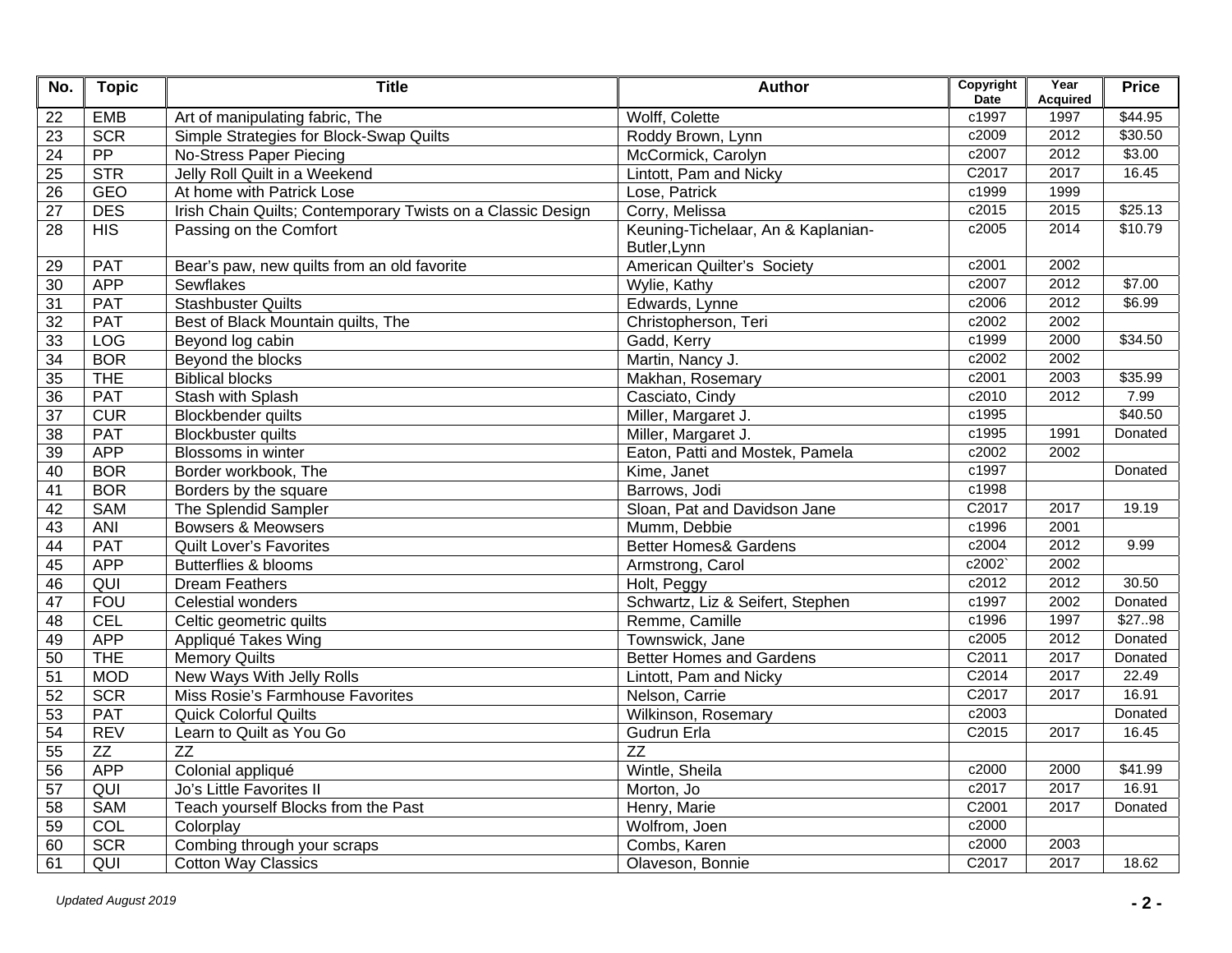| No. | Topic | Title | Author | Copyright Date | Year Acquired | Price |
|---|---|---|---|---|---|---|
| 22 | EMB | Art of manipulating fabric, The | Wolff, Colette | c1997 | 1997 | $44.95 |
| 23 | SCR | Simple Strategies for Block-Swap Quilts | Roddy Brown, Lynn | c2009 | 2012 | $30.50 |
| 24 | PP | No-Stress Paper Piecing | McCormick, Carolyn | c2007 | 2012 | $3.00 |
| 25 | STR | Jelly Roll Quilt in a Weekend | Lintott, Pam and Nicky | C2017 | 2017 | 16.45 |
| 26 | GEO | At home with Patrick Lose | Lose, Patrick | c1999 | 1999 | |
| 27 | DES | Irish Chain Quilts; Contemporary Twists on a Classic Design | Corry, Melissa | c2015 | 2015 | $25.13 |
| 28 | HIS | Passing on the Comfort | Keuning-Tichelaar, An & Kaplanian-Butler,Lynn | c2005 | 2014 | $10.79 |
| 29 | PAT | Bear's paw, new quilts from an old favorite | American Quilter's Society | c2001 | 2002 | |
| 30 | APP | Sewflakes | Wylie, Kathy | c2007 | 2012 | $7.00 |
| 31 | PAT | Stashbuster Quilts | Edwards, Lynne | c2006 | 2012 | $6.99 |
| 32 | PAT | Best of Black Mountain quilts, The | Christopherson, Teri | c2002 | 2002 | |
| 33 | LOG | Beyond log cabin | Gadd, Kerry | c1999 | 2000 | $34.50 |
| 34 | BOR | Beyond the blocks | Martin, Nancy J. | c2002 | 2002 | |
| 35 | THE | Biblical blocks | Makhan, Rosemary | c2001 | 2003 | $35.99 |
| 36 | PAT | Stash with Splash | Casciato, Cindy | c2010 | 2012 | 7.99 |
| 37 | CUR | Blockbender quilts | Miller, Margaret J. | c1995 | | $40.50 |
| 38 | PAT | Blockbuster quilts | Miller, Margaret J. | c1995 | 1991 | Donated |
| 39 | APP | Blossoms in winter | Eaton, Patti and Mostek, Pamela | c2002 | 2002 | |
| 40 | BOR | Border workbook, The | Kime, Janet | c1997 | | Donated |
| 41 | BOR | Borders by the square | Barrows, Jodi | c1998 | | |
| 42 | SAM | The Splendid Sampler | Sloan, Pat and Davidson Jane | C2017 | 2017 | 19.19 |
| 43 | ANI | Bowsers & Meowsers | Mumm, Debbie | c1996 | 2001 | |
| 44 | PAT | Quilt Lover's Favorites | Better Homes& Gardens | c2004 | 2012 | 9.99 |
| 45 | APP | Butterflies & blooms | Armstrong, Carol | c2002` | 2002 | |
| 46 | QUI | Dream Feathers | Holt, Peggy | c2012 | 2012 | 30.50 |
| 47 | FOU | Celestial wonders | Schwartz, Liz & Seifert, Stephen | c1997 | 2002 | Donated |
| 48 | CEL | Celtic geometric quilts | Remme, Camille | c1996 | 1997 | $27..98 |
| 49 | APP | Appliqué Takes Wing | Townswick, Jane | c2005 | 2012 | Donated |
| 50 | THE | Memory Quilts | Better Homes and Gardens | C2011 | 2017 | Donated |
| 51 | MOD | New Ways With Jelly Rolls | Lintott, Pam and Nicky | C2014 | 2017 | 22.49 |
| 52 | SCR | Miss Rosie's Farmhouse Favorites | Nelson, Carrie | C2017 | 2017 | 16.91 |
| 53 | PAT | Quick Colorful Quilts | Wilkinson, Rosemary | c2003 | | Donated |
| 54 | REV | Learn to Quilt as You Go | Gudrun Erla | C2015 | 2017 | 16.45 |
| 55 | ZZ | ZZ | ZZ | | | |
| 56 | APP | Colonial appliqué | Wintle, Sheila | c2000 | 2000 | $41.99 |
| 57 | QUI | Jo's Little Favorites II | Morton, Jo | c2017 | 2017 | 16.91 |
| 58 | SAM | Teach yourself Blocks from the Past | Henry, Marie | C2001 | 2017 | Donated |
| 59 | COL | Colorplay | Wolfrom, Joen | c2000 | | |
| 60 | SCR | Combing through your scraps | Combs, Karen | c2000 | 2003 | |
| 61 | QUI | Cotton Way Classics | Olaveson, Bonnie | C2017 | 2017 | 18.62 |

*Updated August 2019*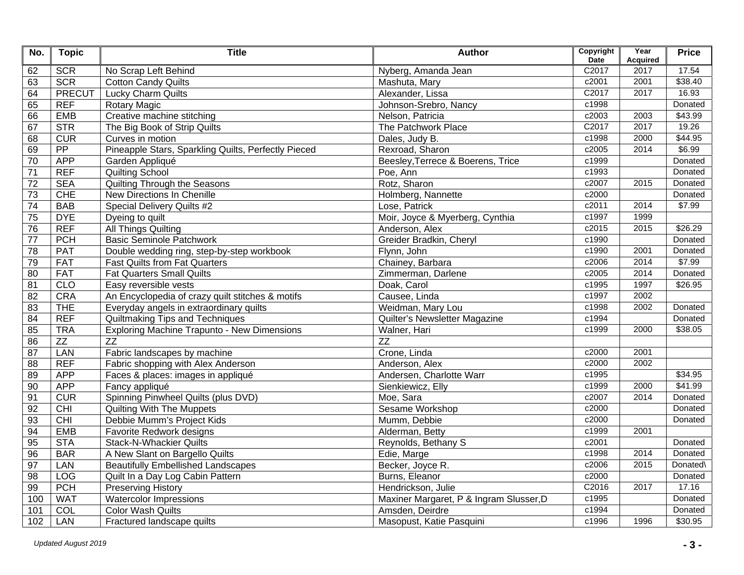| No. | Topic | Title | Author | Copyright Date | Year Acquired | Price |
|---|---|---|---|---|---|---|
| 62 | SCR | No Scrap Left Behind | Nyberg, Amanda Jean | C2017 | 2017 | 17.54 |
| 63 | SCR | Cotton Candy Quilts | Mashuta, Mary | c2001 | 2001 | $38.40 |
| 64 | PRECUT | Lucky Charm Quilts | Alexander, Lissa | C2017 | 2017 | 16.93 |
| 65 | REF | Rotary Magic | Johnson-Srebro, Nancy | c1998 | | Donated |
| 66 | EMB | Creative machine stitching | Nelson, Patricia | c2003 | 2003 | $43.99 |
| 67 | STR | The Big Book of Strip Quilts | The Patchwork Place | C2017 | 2017 | 19.26 |
| 68 | CUR | Curves in motion | Dales, Judy B. | c1998 | 2000 | $44.95 |
| 69 | PP | Pineapple Stars, Sparkling Quilts, Perfectly Pieced | Rexroad, Sharon | c2005 | 2014 | $6.99 |
| 70 | APP | Garden Appliqué | Beesley,Terrece & Boerens, Trice | c1999 | | Donated |
| 71 | REF | Quilting School | Poe, Ann | c1993 | | Donated |
| 72 | SEA | Quilting Through the Seasons | Rotz, Sharon | c2007 | 2015 | Donated |
| 73 | CHE | New Directions In Chenille | Holmberg, Nannette | c2000 | | Donated |
| 74 | BAB | Special Delivery Quilts #2 | Lose, Patrick | c2011 | 2014 | $7.99 |
| 75 | DYE | Dyeing to quilt | Moir, Joyce & Myerberg, Cynthia | c1997 | 1999 | |
| 76 | REF | All Things Quilting | Anderson, Alex | c2015 | 2015 | $26.29 |
| 77 | PCH | Basic Seminole Patchwork | Greider Bradkin, Cheryl | c1990 | | Donated |
| 78 | PAT | Double wedding ring, step-by-step workbook | Flynn, John | c1990 | 2001 | Donated |
| 79 | FAT | Fast Quilts from Fat Quarters | Chainey, Barbara | c2006 | 2014 | $7.99 |
| 80 | FAT | Fat Quarters Small Quilts | Zimmerman, Darlene | c2005 | 2014 | Donated |
| 81 | CLO | Easy reversible vests | Doak, Carol | c1995 | 1997 | $26.95 |
| 82 | CRA | An Encyclopedia of crazy quilt stitches & motifs | Causee, Linda | c1997 | 2002 | |
| 83 | THE | Everyday angels in extraordinary quilts | Weidman, Mary Lou | c1998 | 2002 | Donated |
| 84 | REF | Quiltmaking Tips and Techniques | Quilter's Newsletter Magazine | c1994 | | Donated |
| 85 | TRA | Exploring Machine Trapunto - New Dimensions | Walner, Hari | c1999 | 2000 | $38.05 |
| 86 | ZZ | ZZ | ZZ | | | |
| 87 | LAN | Fabric landscapes by machine | Crone, Linda | c2000 | 2001 | |
| 88 | REF | Fabric shopping with Alex Anderson | Anderson, Alex | c2000 | 2002 | |
| 89 | APP | Faces & places: images in appliqué | Andersen, Charlotte Warr | c1995 | | $34.95 |
| 90 | APP | Fancy appliqué | Sienkiewicz, Elly | c1999 | 2000 | $41.99 |
| 91 | CUR | Spinning Pinwheel Quilts (plus DVD) | Moe, Sara | c2007 | 2014 | Donated |
| 92 | CHI | Quilting With The Muppets | Sesame Workshop | c2000 | | Donated |
| 93 | CHI | Debbie Mumm's Project Kids | Mumm, Debbie | c2000 | | Donated |
| 94 | EMB | Favorite Redwork designs | Alderman, Betty | c1999 | 2001 | |
| 95 | STA | Stack-N-Whackier Quilts | Reynolds, Bethany S | c2001 | | Donated |
| 96 | BAR | A New Slant on Bargello Quilts | Edie, Marge | c1998 | 2014 | Donated |
| 97 | LAN | Beautifully Embellished Landscapes | Becker, Joyce R. | c2006 | 2015 | Donated\ |
| 98 | LOG | Quilt In a Day Log Cabin Pattern | Burns, Eleanor | c2000 | | Donated |
| 99 | PCH | Preserving History | Hendrickson, Julie | C2016 | 2017 | 17.16 |
| 100 | WAT | Watercolor Impressions | Maxiner Margaret, P & Ingram Slusser,D | c1995 | | Donated |
| 101 | COL | Color Wash Quilts | Amsden, Deirdre | c1994 | | Donated |
| 102 | LAN | Fractured landscape quilts | Masopust, Katie Pasquini | c1996 | 1996 | $30.95 |

*Updated August 2019*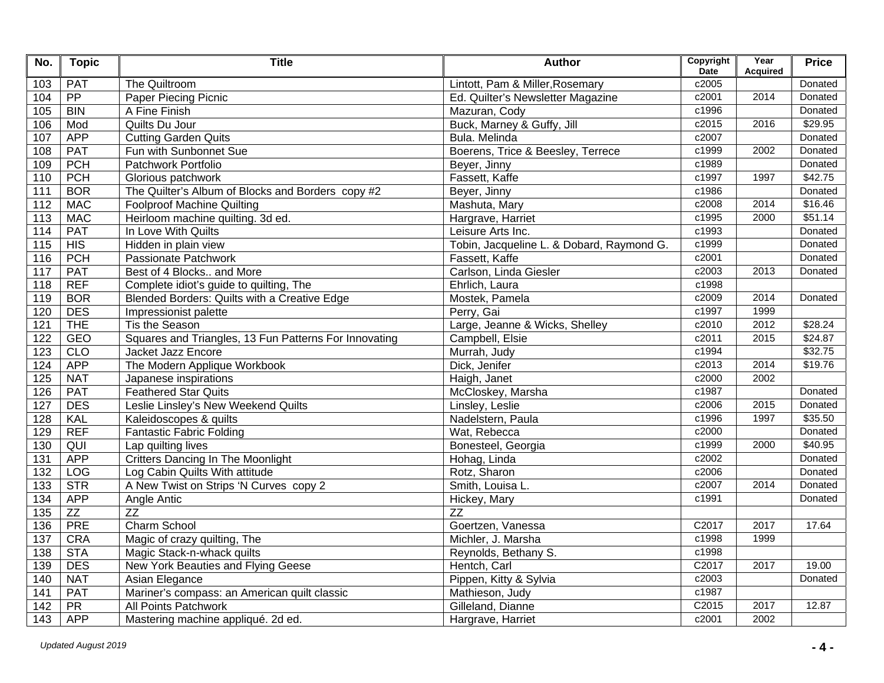| No. | Topic | Title | Author | Copyright Date | Year Acquired | Price |
|---|---|---|---|---|---|---|
| 103 | PAT | The Quiltroom | Lintott, Pam & Miller,Rosemary | c2005 | | Donated |
| 104 | PP | Paper Piecing Picnic | Ed. Quilter's Newsletter Magazine | c2001 | 2014 | Donated |
| 105 | BIN | A Fine Finish | Mazuran, Cody | c1996 | | Donated |
| 106 | Mod | Quilts Du Jour | Buck, Marney & Guffy, Jill | c2015 | 2016 | $29.95 |
| 107 | APP | Cutting Garden Quilts | Bula. Melinda | c2007 | | Donated |
| 108 | PAT | Fun with Sunbonnet Sue | Boerens, Trice & Beesley, Terrece | c1999 | 2002 | Donated |
| 109 | PCH | Patchwork Portfolio | Beyer, Jinny | c1989 | | Donated |
| 110 | PCH | Glorious patchwork | Fassett, Kaffe | c1997 | 1997 | $42.75 |
| 111 | BOR | The Quilter's Album of Blocks and Borders copy #2 | Beyer, Jinny | c1986 | | Donated |
| 112 | MAC | Foolproof Machine Quilting | Mashuta, Mary | c2008 | 2014 | $16.46 |
| 113 | MAC | Heirloom machine quilting. 3d ed. | Hargrave, Harriet | c1995 | 2000 | $51.14 |
| 114 | PAT | In Love With Quilts | Leisure Arts Inc. | c1993 | | Donated |
| 115 | HIS | Hidden in plain view | Tobin, Jacqueline L. & Dobard, Raymond G. | c1999 | | Donated |
| 116 | PCH | Passionate Patchwork | Fassett, Kaffe | c2001 | | Donated |
| 117 | PAT | Best of 4 Blocks.. and More | Carlson, Linda Giesler | c2003 | 2013 | Donated |
| 118 | REF | Complete idiot's guide to quilting, The | Ehrlich, Laura | c1998 | | |
| 119 | BOR | Blended Borders: Quilts with a Creative Edge | Mostek, Pamela | c2009 | 2014 | Donated |
| 120 | DES | Impressionist palette | Perry, Gai | c1997 | 1999 | |
| 121 | THE | Tis the Season | Large, Jeanne & Wicks, Shelley | c2010 | 2012 | $28.24 |
| 122 | GEO | Squares and Triangles, 13 Fun Patterns For Innovating | Campbell, Elsie | c2011 | 2015 | $24.87 |
| 123 | CLO | Jacket Jazz Encore | Murrah, Judy | c1994 | | $32.75 |
| 124 | APP | The Modern Applique Workbook | Dick, Jenifer | c2013 | 2014 | $19.76 |
| 125 | NAT | Japanese inspirations | Haigh, Janet | c2000 | 2002 | |
| 126 | PAT | Feathered Star Quilts | McCloskey, Marsha | c1987 | | Donated |
| 127 | DES | Leslie Linsley's New Weekend Quilts | Linsley, Leslie | c2006 | 2015 | Donated |
| 128 | KAL | Kaleidoscopes & quilts | Nadelstern, Paula | c1996 | 1997 | $35.50 |
| 129 | REF | Fantastic Fabric Folding | Wat, Rebecca | c2000 | | Donated |
| 130 | QUI | Lap quilting lives | Bonesteel, Georgia | c1999 | 2000 | $40.95 |
| 131 | APP | Critters Dancing In The Moonlight | Hohag, Linda | c2002 | | Donated |
| 132 | LOG | Log Cabin Quilts With attitude | Rotz, Sharon | c2006 | | Donated |
| 133 | STR | A New Twist on Strips 'N Curves copy 2 | Smith, Louisa L. | c2007 | 2014 | Donated |
| 134 | APP | Angle Antic | Hickey, Mary | c1991 | | Donated |
| 135 | ZZ | ZZ | ZZ | | | |
| 136 | PRE | Charm School | Goertzen, Vanessa | C2017 | 2017 | 17.64 |
| 137 | CRA | Magic of crazy quilting, The | Michler, J. Marsha | c1998 | 1999 | |
| 138 | STA | Magic Stack-n-whack quilts | Reynolds, Bethany S. | c1998 | | |
| 139 | DES | New York Beauties and Flying Geese | Hentch, Carl | C2017 | 2017 | 19.00 |
| 140 | NAT | Asian Elegance | Pippen, Kitty & Sylvia | c2003 | | Donated |
| 141 | PAT | Mariner's compass: an American quilt classic | Mathieson, Judy | c1987 | | |
| 142 | PR | All Points Patchwork | Gilleland, Dianne | C2015 | 2017 | 12.87 |
| 143 | APP | Mastering machine appliqué. 2d ed. | Hargrave, Harriet | c2001 | 2002 | |

*Updated August 2019*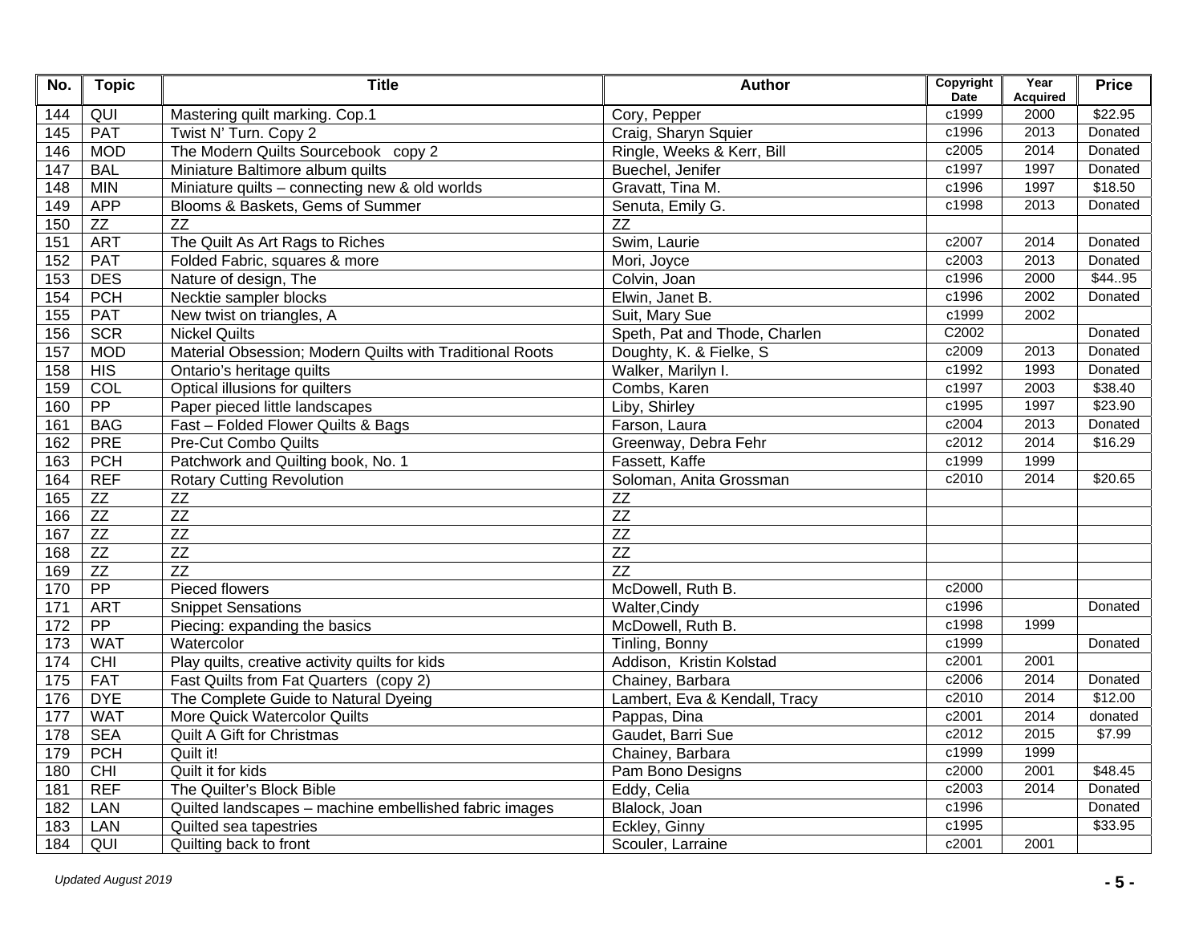| No. | Topic | Title | Author | Copyright Date | Year Acquired | Price |
|---|---|---|---|---|---|---|
| 144 | QUI | Mastering quilt marking. Cop.1 | Cory, Pepper | c1999 | 2000 | $22.95 |
| 145 | PAT | Twist N' Turn. Copy 2 | Craig, Sharyn Squier | c1996 | 2013 | Donated |
| 146 | MOD | The Modern Quilts Sourcebook copy 2 | Ringle, Weeks & Kerr, Bill | c2005 | 2014 | Donated |
| 147 | BAL | Miniature Baltimore album quilts | Buechel, Jenifer | c1997 | 1997 | Donated |
| 148 | MIN | Miniature quilts – connecting new & old worlds | Gravatt, Tina M. | c1996 | 1997 | $18.50 |
| 149 | APP | Blooms & Baskets, Gems of Summer | Senuta, Emily G. | c1998 | 2013 | Donated |
| 150 | ZZ | ZZ | ZZ | | | |
| 151 | ART | The Quilt As Art Rags to Riches | Swim, Laurie | c2007 | 2014 | Donated |
| 152 | PAT | Folded Fabric, squares & more | Mori, Joyce | c2003 | 2013 | Donated |
| 153 | DES | Nature of design, The | Colvin, Joan | c1996 | 2000 | $44..95 |
| 154 | PCH | Necktie sampler blocks | Elwin, Janet B. | c1996 | 2002 | Donated |
| 155 | PAT | New twist on triangles, A | Suit, Mary Sue | c1999 | 2002 | |
| 156 | SCR | Nickel Quilts | Speth, Pat and Thode, Charlen | C2002 | | Donated |
| 157 | MOD | Material Obsession; Modern Quilts with Traditional Roots | Doughty, K. & Fielke, S | c2009 | 2013 | Donated |
| 158 | HIS | Ontario's heritage quilts | Walker, Marilyn I. | c1992 | 1993 | Donated |
| 159 | COL | Optical illusions for quilters | Combs, Karen | c1997 | 2003 | $38.40 |
| 160 | PP | Paper pieced little landscapes | Liby, Shirley | c1995 | 1997 | $23.90 |
| 161 | BAG | Fast – Folded Flower Quilts & Bags | Farson, Laura | c2004 | 2013 | Donated |
| 162 | PRE | Pre-Cut Combo Quilts | Greenway, Debra Fehr | c2012 | 2014 | $16.29 |
| 163 | PCH | Patchwork and Quilting book, No. 1 | Fassett, Kaffe | c1999 | 1999 | |
| 164 | REF | Rotary Cutting Revolution | Soloman, Anita Grossman | c2010 | 2014 | $20.65 |
| 165 | ZZ | ZZ | ZZ | | | |
| 166 | ZZ | ZZ | ZZ | | | |
| 167 | ZZ | ZZ | ZZ | | | |
| 168 | ZZ | ZZ | ZZ | | | |
| 169 | ZZ | ZZ | ZZ | | | |
| 170 | PP | Pieced flowers | McDowell, Ruth B. | c2000 | | |
| 171 | ART | Snippet Sensations | Walter,Cindy | c1996 | | Donated |
| 172 | PP | Piecing: expanding the basics | McDowell, Ruth B. | c1998 | 1999 | |
| 173 | WAT | Watercolor | Tinling, Bonny | c1999 | | Donated |
| 174 | CHI | Play quilts, creative activity quilts for kids | Addison, Kristin Kolstad | c2001 | 2001 | |
| 175 | FAT | Fast Quilts from Fat Quarters (copy 2) | Chainey, Barbara | c2006 | 2014 | Donated |
| 176 | DYE | The Complete Guide to Natural Dyeing | Lambert, Eva & Kendall, Tracy | c2010 | 2014 | $12.00 |
| 177 | WAT | More Quick Watercolor Quilts | Pappas, Dina | c2001 | 2014 | donated |
| 178 | SEA | Quilt A Gift for Christmas | Gaudet, Barri Sue | c2012 | 2015 | $7.99 |
| 179 | PCH | Quilt it! | Chainey, Barbara | c1999 | 1999 | |
| 180 | CHI | Quilt it for kids | Pam Bono Designs | c2000 | 2001 | $48.45 |
| 181 | REF | The Quilter's Block Bible | Eddy, Celia | c2003 | 2014 | Donated |
| 182 | LAN | Quilted landscapes – machine embellished fabric images | Blalock, Joan | c1996 | | Donated |
| 183 | LAN | Quilted sea tapestries | Eckley, Ginny | c1995 | | $33.95 |
| 184 | QUI | Quilting back to front | Scouler, Larraine | c2001 | 2001 | |

*Updated August 2019*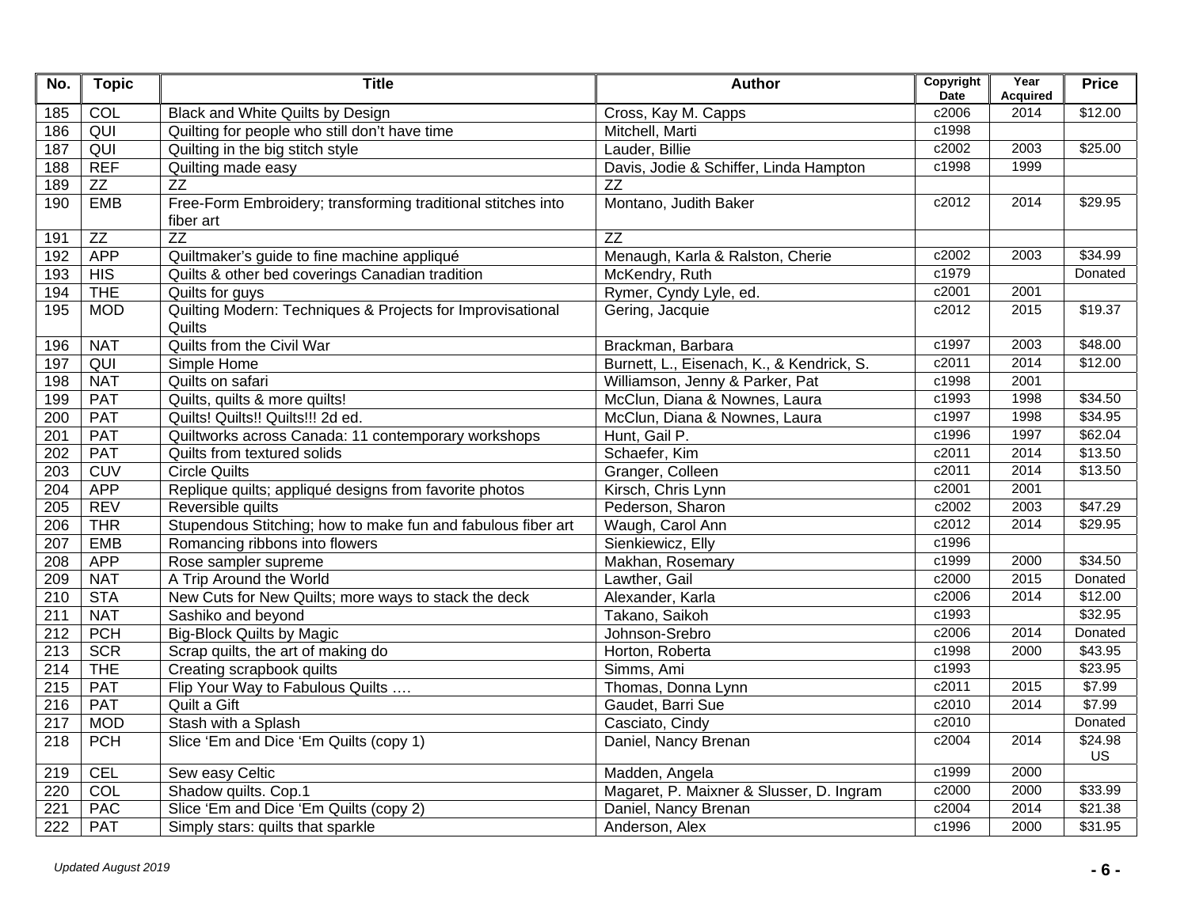| No. | Topic | Title | Author | Copyright Date | Year Acquired | Price |
|---|---|---|---|---|---|---|
| 185 | COL | Black and White Quilts by Design | Cross, Kay M. Capps | c2006 | 2014 | $12.00 |
| 186 | QUI | Quilting for people who still don't have time | Mitchell, Marti | c1998 | | |
| 187 | QUI | Quilting in the big stitch style | Lauder, Billie | c2002 | 2003 | $25.00 |
| 188 | REF | Quilting made easy | Davis, Jodie & Schiffer, Linda Hampton | c1998 | 1999 | |
| 189 | ZZ | ZZ | ZZ | | | |
| 190 | EMB | Free-Form Embroidery; transforming traditional stitches into fiber art | Montano, Judith Baker | c2012 | 2014 | $29.95 |
| 191 | ZZ | ZZ | ZZ | | | |
| 192 | APP | Quiltmaker's guide to fine machine appliqué | Menaugh, Karla & Ralston, Cherie | c2002 | 2003 | $34.99 |
| 193 | HIS | Quilts & other bed coverings Canadian tradition | McKendry, Ruth | c1979 | | Donated |
| 194 | THE | Quilts for guys | Rymer, Cyndy Lyle, ed. | c2001 | 2001 | |
| 195 | MOD | Quilting Modern: Techniques & Projects for Improvisational Quilts | Gering, Jacquie | c2012 | 2015 | $19.37 |
| 196 | NAT | Quilts from the Civil War | Brackman, Barbara | c1997 | 2003 | $48.00 |
| 197 | QUI | Simple Home | Burnett, L., Eisenach, K., & Kendrick, S. | c2011 | 2014 | $12.00 |
| 198 | NAT | Quilts on safari | Williamson, Jenny & Parker, Pat | c1998 | 2001 | |
| 199 | PAT | Quilts, quilts & more quilts! | McClun, Diana & Nownes, Laura | c1993 | 1998 | $34.50 |
| 200 | PAT | Quilts! Quilts!! Quilts!!! 2d ed. | McClun, Diana & Nownes, Laura | c1997 | 1998 | $34.95 |
| 201 | PAT | Quiltworks across Canada: 11 contemporary workshops | Hunt, Gail P. | c1996 | 1997 | $62.04 |
| 202 | PAT | Quilts from textured solids | Schaefer, Kim | c2011 | 2014 | $13.50 |
| 203 | CUV | Circle Quilts | Granger, Colleen | c2011 | 2014 | $13.50 |
| 204 | APP | Replique quilts; appliqué designs from favorite photos | Kirsch, Chris Lynn | c2001 | 2001 | |
| 205 | REV | Reversible quilts | Pederson, Sharon | c2002 | 2003 | $47.29 |
| 206 | THR | Stupendous Stitching; how to make fun and fabulous fiber art | Waugh, Carol Ann | c2012 | 2014 | $29.95 |
| 207 | EMB | Romancing ribbons into flowers | Sienkiewicz, Elly | c1996 | | |
| 208 | APP | Rose sampler supreme | Makhan, Rosemary | c1999 | 2000 | $34.50 |
| 209 | NAT | A Trip Around the World | Lawther, Gail | c2000 | 2015 | Donated |
| 210 | STA | New Cuts for New Quilts; more ways to stack the deck | Alexander, Karla | c2006 | 2014 | $12.00 |
| 211 | NAT | Sashiko and beyond | Takano, Saikoh | c1993 | | $32.95 |
| 212 | PCH | Big-Block Quilts by Magic | Johnson-Srebro | c2006 | 2014 | Donated |
| 213 | SCR | Scrap quilts, the art of making do | Horton, Roberta | c1998 | 2000 | $43.95 |
| 214 | THE | Creating scrapbook quilts | Simms, Ami | c1993 | | $23.95 |
| 215 | PAT | Flip Your Way to Fabulous Quilts …. | Thomas, Donna Lynn | c2011 | 2015 | $7.99 |
| 216 | PAT | Quilt a Gift | Gaudet, Barri Sue | c2010 | 2014 | $7.99 |
| 217 | MOD | Stash with a Splash | Casciato, Cindy | c2010 | | Donated |
| 218 | PCH | Slice 'Em and Dice 'Em Quilts (copy 1) | Daniel, Nancy Brenan | c2004 | 2014 | $24.98 US |
| 219 | CEL | Sew easy Celtic | Madden, Angela | c1999 | 2000 | |
| 220 | COL | Shadow quilts. Cop.1 | Magaret, P. Maixner & Slusser, D. Ingram | c2000 | 2000 | $33.99 |
| 221 | PAC | Slice 'Em and Dice 'Em Quilts (copy 2) | Daniel, Nancy Brenan | c2004 | 2014 | $21.38 |
| 222 | PAT | Simply stars: quilts that sparkle | Anderson, Alex | c1996 | 2000 | $31.95 |

*Updated August 2019*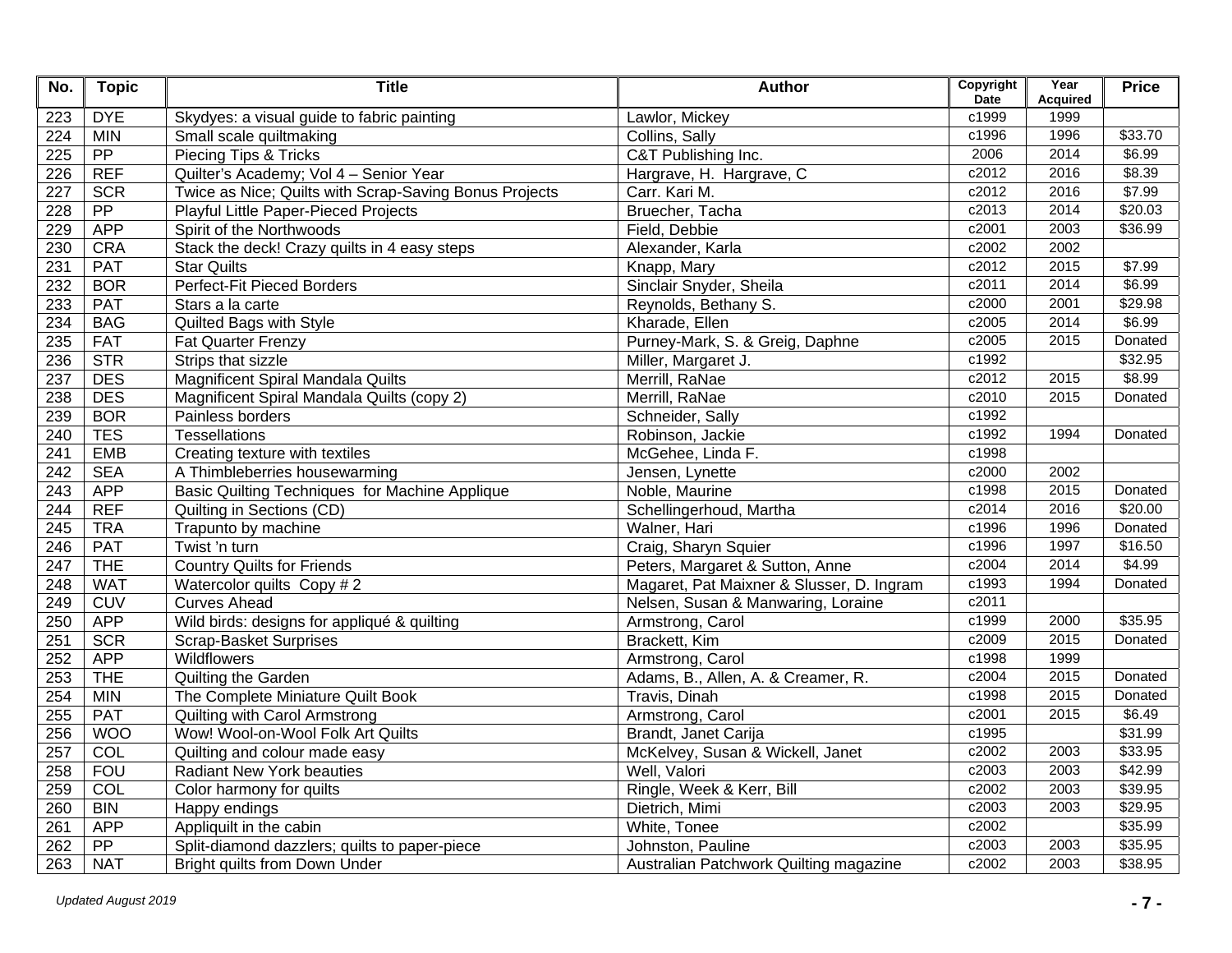| No. | Topic | Title | Author | Copyright Date | Year Acquired | Price |
|---|---|---|---|---|---|---|
| 223 | DYE | Skydyes: a visual guide to fabric painting | Lawlor, Mickey | c1999 | 1999 | |
| 224 | MIN | Small scale quiltmaking | Collins, Sally | c1996 | 1996 | $33.70 |
| 225 | PP | Piecing Tips & Tricks | C&T Publishing Inc. | 2006 | 2014 | $6.99 |
| 226 | REF | Quilter's Academy; Vol 4 – Senior Year | Hargrave, H. Hargrave, C | c2012 | 2016 | $8.39 |
| 227 | SCR | Twice as Nice; Quilts with Scrap-Saving Bonus Projects | Carr. Kari M. | c2012 | 2016 | $7.99 |
| 228 | PP | Playful Little Paper-Pieced Projects | Bruecher, Tacha | c2013 | 2014 | $20.03 |
| 229 | APP | Spirit of the Northwoods | Field, Debbie | c2001 | 2003 | $36.99 |
| 230 | CRA | Stack the deck! Crazy quilts in 4 easy steps | Alexander, Karla | c2002 | 2002 | |
| 231 | PAT | Star Quilts | Knapp, Mary | c2012 | 2015 | $7.99 |
| 232 | BOR | Perfect-Fit Pieced Borders | Sinclair Snyder, Sheila | c2011 | 2014 | $6.99 |
| 233 | PAT | Stars a la carte | Reynolds, Bethany S. | c2000 | 2001 | $29.98 |
| 234 | BAG | Quilted Bags with Style | Kharade, Ellen | c2005 | 2014 | $6.99 |
| 235 | FAT | Fat Quarter Frenzy | Purney-Mark, S. & Greig, Daphne | c2005 | 2015 | Donated |
| 236 | STR | Strips that sizzle | Miller, Margaret J. | c1992 | | $32.95 |
| 237 | DES | Magnificent Spiral Mandala Quilts | Merrill, RaNae | c2012 | 2015 | $8.99 |
| 238 | DES | Magnificent Spiral Mandala Quilts (copy 2) | Merrill, RaNae | c2010 | 2015 | Donated |
| 239 | BOR | Painless borders | Schneider, Sally | c1992 | | |
| 240 | TES | Tessellations | Robinson, Jackie | c1992 | 1994 | Donated |
| 241 | EMB | Creating texture with textiles | McGehee, Linda F. | c1998 | | |
| 242 | SEA | A Thimbleberries housewarming | Jensen, Lynette | c2000 | 2002 | |
| 243 | APP | Basic Quilting Techniques for Machine Applique | Noble, Maurine | c1998 | 2015 | Donated |
| 244 | REF | Quilting in Sections (CD) | Schellingerhoud, Martha | c2014 | 2016 | $20.00 |
| 245 | TRA | Trapunto by machine | Walner, Hari | c1996 | 1996 | Donated |
| 246 | PAT | Twist 'n turn | Craig, Sharyn Squier | c1996 | 1997 | $16.50 |
| 247 | THE | Country Quilts for Friends | Peters, Margaret & Sutton, Anne | c2004 | 2014 | $4.99 |
| 248 | WAT | Watercolor quilts Copy # 2 | Magaret, Pat Maixner & Slusser, D. Ingram | c1993 | 1994 | Donated |
| 249 | CUV | Curves Ahead | Nelsen, Susan & Manwaring, Loraine | c2011 | | |
| 250 | APP | Wild birds: designs for appliqué & quilting | Armstrong, Carol | c1999 | 2000 | $35.95 |
| 251 | SCR | Scrap-Basket Surprises | Brackett, Kim | c2009 | 2015 | Donated |
| 252 | APP | Wildflowers | Armstrong, Carol | c1998 | 1999 | |
| 253 | THE | Quilting the Garden | Adams, B., Allen, A. & Creamer, R. | c2004 | 2015 | Donated |
| 254 | MIN | The Complete Miniature Quilt Book | Travis, Dinah | c1998 | 2015 | Donated |
| 255 | PAT | Quilting with Carol Armstrong | Armstrong, Carol | c2001 | 2015 | $6.49 |
| 256 | WOO | Wow! Wool-on-Wool Folk Art Quilts | Brandt, Janet Carija | c1995 | | $31.99 |
| 257 | COL | Quilting and colour made easy | McKelvey, Susan & Wickell, Janet | c2002 | 2003 | $33.95 |
| 258 | FOU | Radiant New York beauties | Well, Valori | c2003 | 2003 | $42.99 |
| 259 | COL | Color harmony for quilts | Ringle, Week & Kerr, Bill | c2002 | 2003 | $39.95 |
| 260 | BIN | Happy endings | Dietrich, Mimi | c2003 | 2003 | $29.95 |
| 261 | APP | Appliquilt in the cabin | White, Tonee | c2002 | | $35.99 |
| 262 | PP | Split-diamond dazzlers; quilts to paper-piece | Johnston, Pauline | c2003 | 2003 | $35.95 |
| 263 | NAT | Bright quilts from Down Under | Australian Patchwork Quilting magazine | c2002 | 2003 | $38.95 |

*Updated August 2019*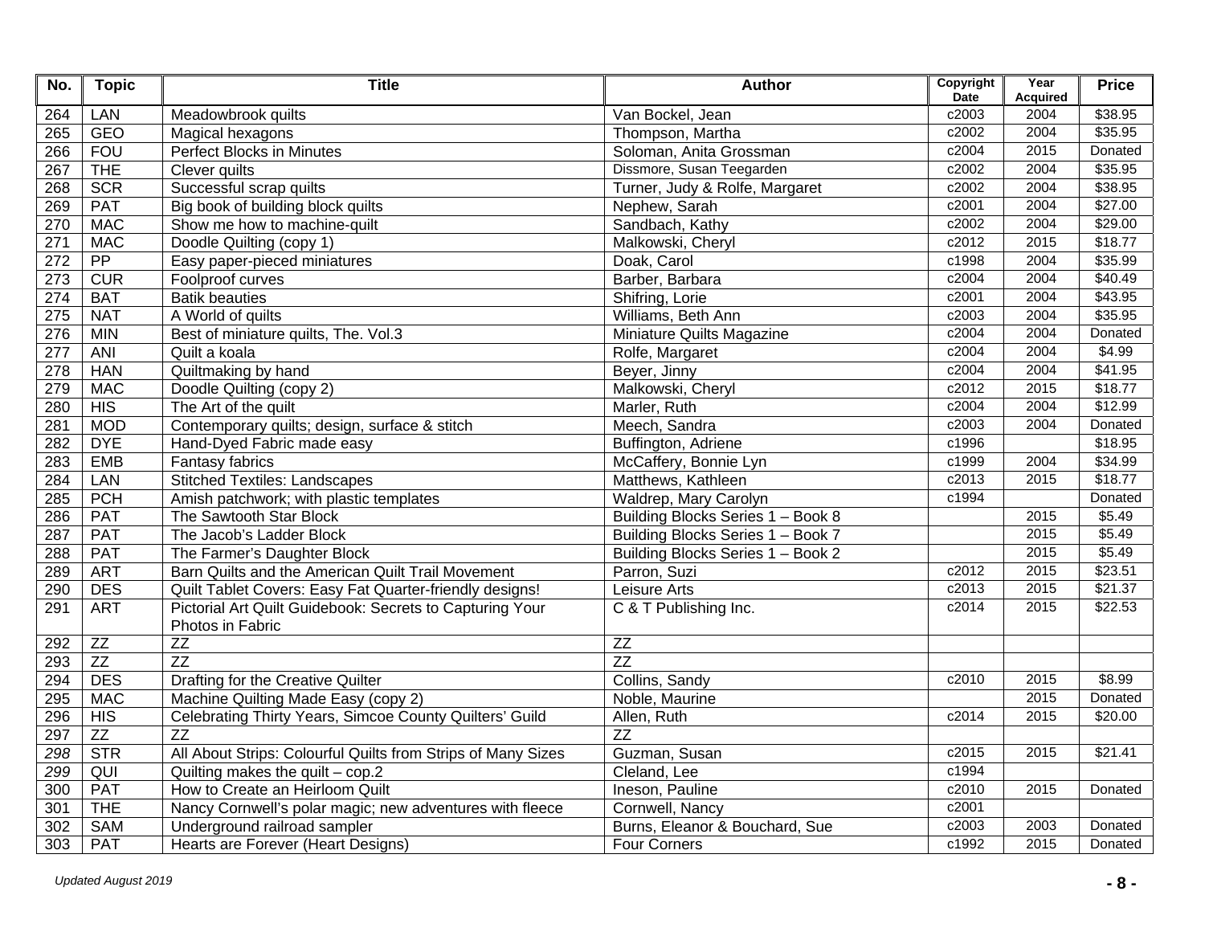| No. | Topic | Title | Author | Copyright Date | Year Acquired | Price |
|---|---|---|---|---|---|---|
| 264 | LAN | Meadowbrook quilts | Van Bockel, Jean | c2003 | 2004 | $38.95 |
| 265 | GEO | Magical hexagons | Thompson, Martha | c2002 | 2004 | $35.95 |
| 266 | FOU | Perfect Blocks in Minutes | Soloman, Anita Grossman | c2004 | 2015 | Donated |
| 267 | THE | Clever quilts | Dissmore, Susan Teegarden | c2002 | 2004 | $35.95 |
| 268 | SCR | Successful scrap quilts | Turner, Judy & Rolfe, Margaret | c2002 | 2004 | $38.95 |
| 269 | PAT | Big book of building block quilts | Nephew, Sarah | c2001 | 2004 | $27.00 |
| 270 | MAC | Show me how to machine-quilt | Sandbach, Kathy | c2002 | 2004 | $29.00 |
| 271 | MAC | Doodle Quilting (copy 1) | Malkowski, Cheryl | c2012 | 2015 | $18.77 |
| 272 | PP | Easy paper-pieced miniatures | Doak, Carol | c1998 | 2004 | $35.99 |
| 273 | CUR | Foolproof curves | Barber, Barbara | c2004 | 2004 | $40.49 |
| 274 | BAT | Batik beauties | Shifring, Lorie | c2001 | 2004 | $43.95 |
| 275 | NAT | A World of quilts | Williams, Beth Ann | c2003 | 2004 | $35.95 |
| 276 | MIN | Best of miniature quilts, The. Vol.3 | Miniature Quilts Magazine | c2004 | 2004 | Donated |
| 277 | ANI | Quilt a koala | Rolfe, Margaret | c2004 | 2004 | $4.99 |
| 278 | HAN | Quiltmaking by hand | Beyer, Jinny | c2004 | 2004 | $41.95 |
| 279 | MAC | Doodle Quilting (copy 2) | Malkowski, Cheryl | c2012 | 2015 | $18.77 |
| 280 | HIS | The Art of the quilt | Marler, Ruth | c2004 | 2004 | $12.99 |
| 281 | MOD | Contemporary quilts; design, surface & stitch | Meech, Sandra | c2003 | 2004 | Donated |
| 282 | DYE | Hand-Dyed Fabric made easy | Buffington, Adriene | c1996 | | $18.95 |
| 283 | EMB | Fantasy fabrics | McCaffery, Bonnie Lyn | c1999 | 2004 | $34.99 |
| 284 | LAN | Stitched Textiles: Landscapes | Matthews, Kathleen | c2013 | 2015 | $18.77 |
| 285 | PCH | Amish patchwork; with plastic templates | Waldrep, Mary Carolyn | c1994 | | Donated |
| 286 | PAT | The Sawtooth Star Block | Building Blocks Series 1 – Book 8 | | 2015 | $5.49 |
| 287 | PAT | The Jacob's Ladder Block | Building Blocks Series 1 – Book 7 | | 2015 | $5.49 |
| 288 | PAT | The Farmer's Daughter Block | Building Blocks Series 1 – Book 2 | | 2015 | $5.49 |
| 289 | ART | Barn Quilts and the American Quilt Trail Movement | Parron, Suzi | c2012 | 2015 | $23.51 |
| 290 | DES | Quilt Tablet Covers: Easy Fat Quarter-friendly designs! | Leisure Arts | c2013 | 2015 | $21.37 |
| 291 | ART | Pictorial Art Quilt Guidebook: Secrets to Capturing Your Photos in Fabric | C & T Publishing Inc. | c2014 | 2015 | $22.53 |
| 292 | ZZ | ZZ | ZZ | | | |
| 293 | ZZ | ZZ | ZZ | | | |
| 294 | DES | Drafting for the Creative Quilter | Collins, Sandy | c2010 | 2015 | $8.99 |
| 295 | MAC | Machine Quilting Made Easy (copy 2) | Noble, Maurine | | 2015 | Donated |
| 296 | HIS | Celebrating Thirty Years, Simcoe County Quilters' Guild | Allen, Ruth | c2014 | 2015 | $20.00 |
| 297 | ZZ | ZZ | ZZ | | | |
| *298* | STR | All About Strips: Colourful Quilts from Strips of Many Sizes | Guzman, Susan | c2015 | 2015 | $21.41 |
| *299* | QUI | Quilting makes the quilt – cop.2 | Cleland, Lee | c1994 | | |
| 300 | PAT | How to Create an Heirloom Quilt | Ineson, Pauline | c2010 | 2015 | Donated |
| 301 | THE | Nancy Cornwell's polar magic; new adventures with fleece | Cornwell, Nancy | c2001 | | |
| 302 | SAM | Underground railroad sampler | Burns, Eleanor & Bouchard, Sue | c2003 | 2003 | Donated |
| 303 | PAT | Hearts are Forever (Heart Designs) | Four Corners | c1992 | 2015 | Donated |

*Updated August 2019*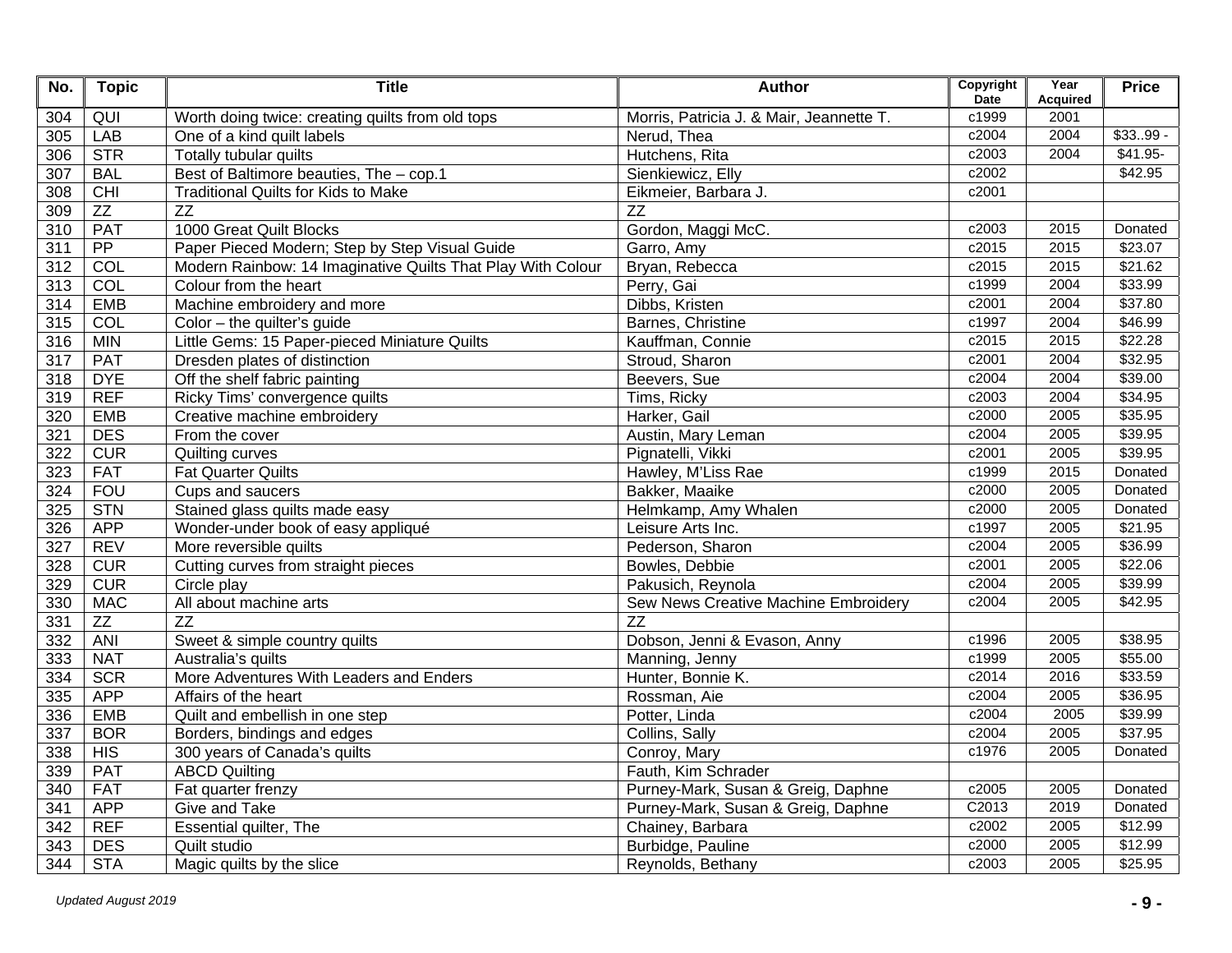| No. | Topic | Title | Author | Copyright Date | Year Acquired | Price |
|---|---|---|---|---|---|---|
| 304 | QUI | Worth doing twice: creating quilts from old tops | Morris, Patricia J. & Mair, Jeannette T. | c1999 | 2001 | |
| 305 | LAB | One of a kind quilt labels | Nerud, Thea | c2004 | 2004 | $33..99 - |
| 306 | STR | Totally tubular quilts | Hutchens, Rita | c2003 | 2004 | $41.95- |
| 307 | BAL | Best of Baltimore beauties, The – cop.1 | Sienkiewicz, Elly | c2002 | | $42.95 |
| 308 | CHI | Traditional Quilts for Kids to Make | Eikmeier, Barbara J. | c2001 | | |
| 309 | ZZ | ZZ | ZZ | | | |
| 310 | PAT | 1000 Great Quilt Blocks | Gordon, Maggi McC. | c2003 | 2015 | Donated |
| 311 | PP | Paper Pieced Modern; Step by Step Visual Guide | Garro, Amy | c2015 | 2015 | $23.07 |
| 312 | COL | Modern Rainbow: 14 Imaginative Quilts That Play With Colour | Bryan, Rebecca | c2015 | 2015 | $21.62 |
| 313 | COL | Colour from the heart | Perry, Gai | c1999 | 2004 | $33.99 |
| 314 | EMB | Machine embroidery and more | Dibbs, Kristen | c2001 | 2004 | $37.80 |
| 315 | COL | Color – the quilter's guide | Barnes, Christine | c1997 | 2004 | $46.99 |
| 316 | MIN | Little Gems: 15 Paper-pieced Miniature Quilts | Kauffman, Connie | c2015 | 2015 | $22.28 |
| 317 | PAT | Dresden plates of distinction | Stroud, Sharon | c2001 | 2004 | $32.95 |
| 318 | DYE | Off the shelf fabric painting | Beevers, Sue | c2004 | 2004 | $39.00 |
| 319 | REF | Ricky Tims' convergence quilts | Tims, Ricky | c2003 | 2004 | $34.95 |
| 320 | EMB | Creative machine embroidery | Harker, Gail | c2000 | 2005 | $35.95 |
| 321 | DES | From the cover | Austin, Mary Leman | c2004 | 2005 | $39.95 |
| 322 | CUR | Quilting curves | Pignatelli, Vikki | c2001 | 2005 | $39.95 |
| 323 | FAT | Fat Quarter Quilts | Hawley, M'Liss Rae | c1999 | 2015 | Donated |
| 324 | FOU | Cups and saucers | Bakker, Maaike | c2000 | 2005 | Donated |
| 325 | STN | Stained glass quilts made easy | Helmkamp, Amy Whalen | c2000 | 2005 | Donated |
| 326 | APP | Wonder-under book of easy appliqué | Leisure Arts Inc. | c1997 | 2005 | $21.95 |
| 327 | REV | More reversible quilts | Pederson, Sharon | c2004 | 2005 | $36.99 |
| 328 | CUR | Cutting curves from straight pieces | Bowles, Debbie | c2001 | 2005 | $22.06 |
| 329 | CUR | Circle play | Pakusich, Reynola | c2004 | 2005 | $39.99 |
| 330 | MAC | All about machine arts | Sew News Creative Machine Embroidery | c2004 | 2005 | $42.95 |
| 331 | ZZ | ZZ | ZZ | | | |
| 332 | ANI | Sweet & simple country quilts | Dobson, Jenni & Evason, Anny | c1996 | 2005 | $38.95 |
| 333 | NAT | Australia's quilts | Manning, Jenny | c1999 | 2005 | $55.00 |
| 334 | SCR | More Adventures With Leaders and Enders | Hunter, Bonnie K. | c2014 | 2016 | $33.59 |
| 335 | APP | Affairs of the heart | Rossman, Aie | c2004 | 2005 | $36.95 |
| 336 | EMB | Quilt and embellish in one step | Potter, Linda | c2004 | 2005 | $39.99 |
| 337 | BOR | Borders, bindings and edges | Collins, Sally | c2004 | 2005 | $37.95 |
| 338 | HIS | 300 years of Canada's quilts | Conroy, Mary | c1976 | 2005 | Donated |
| 339 | PAT | ABCD Quilting | Fauth, Kim Schrader | | | |
| 340 | FAT | Fat quarter frenzy | Purney-Mark, Susan & Greig, Daphne | c2005 | 2005 | Donated |
| 341 | APP | Give and Take | Purney-Mark, Susan & Greig, Daphne | C2013 | 2019 | Donated |
| 342 | REF | Essential quilter, The | Chainey, Barbara | c2002 | 2005 | $12.99 |
| 343 | DES | Quilt studio | Burbidge, Pauline | c2000 | 2005 | $12.99 |
| 344 | STA | Magic quilts by the slice | Reynolds, Bethany | c2003 | 2005 | $25.95 |

*Updated August 2019*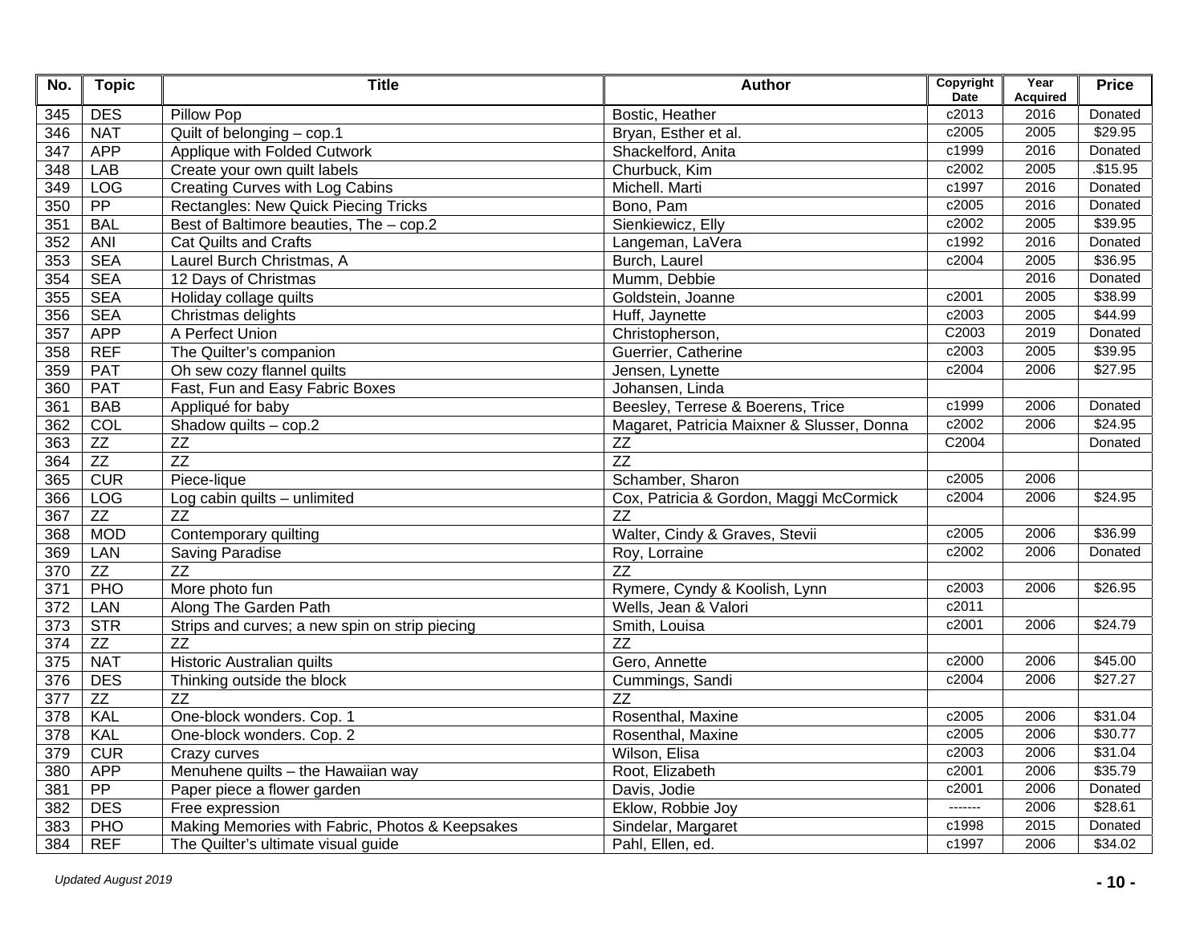| No. | Topic | Title | Author | Copyright Date | Year Acquired | Price |
|---|---|---|---|---|---|---|
| 345 | DES | Pillow Pop | Bostic, Heather | c2013 | 2016 | Donated |
| 346 | NAT | Quilt of belonging – cop.1 | Bryan, Esther et al. | c2005 | 2005 | $29.95 |
| 347 | APP | Applique with Folded Cutwork | Shackelford, Anita | c1999 | 2016 | Donated |
| 348 | LAB | Create your own quilt labels | Churbuck, Kim | c2002 | 2005 | .$15.95 |
| 349 | LOG | Creating Curves with Log Cabins | Michell. Marti | c1997 | 2016 | Donated |
| 350 | PP | Rectangles: New Quick Piecing Tricks | Bono, Pam | c2005 | 2016 | Donated |
| 351 | BAL | Best of Baltimore beauties, The – cop.2 | Sienkiewicz, Elly | c2002 | 2005 | $39.95 |
| 352 | ANI | Cat Quilts and Crafts | Langeman, LaVera | c1992 | 2016 | Donated |
| 353 | SEA | Laurel Burch Christmas, A | Burch, Laurel | c2004 | 2005 | $36.95 |
| 354 | SEA | 12 Days of Christmas | Mumm, Debbie | | 2016 | Donated |
| 355 | SEA | Holiday collage quilts | Goldstein, Joanne | c2001 | 2005 | $38.99 |
| 356 | SEA | Christmas delights | Huff, Jaynette | c2003 | 2005 | $44.99 |
| 357 | APP | A Perfect Union | Christopherson, | C2003 | 2019 | Donated |
| 358 | REF | The Quilter's companion | Guerrier, Catherine | c2003 | 2005 | $39.95 |
| 359 | PAT | Oh sew cozy flannel quilts | Jensen, Lynette | c2004 | 2006 | $27.95 |
| 360 | PAT | Fast, Fun and Easy Fabric Boxes | Johansen, Linda | | | |
| 361 | BAB | Appliqué for baby | Beesley, Terrese & Boerens, Trice | c1999 | 2006 | Donated |
| 362 | COL | Shadow quilts – cop.2 | Magaret, Patricia Maixner & Slusser, Donna | c2002 | 2006 | $24.95 |
| 363 | ZZ | ZZ | ZZ | C2004 | | Donated |
| 364 | ZZ | ZZ | ZZ | | | |
| 365 | CUR | Piece-lique | Schamber, Sharon | c2005 | 2006 | |
| 366 | LOG | Log cabin quilts – unlimited | Cox, Patricia & Gordon, Maggi McCormick | c2004 | 2006 | $24.95 |
| 367 | ZZ | ZZ | ZZ | | | |
| 368 | MOD | Contemporary quilting | Walter, Cindy & Graves, Stevii | c2005 | 2006 | $36.99 |
| 369 | LAN | Saving Paradise | Roy, Lorraine | c2002 | 2006 | Donated |
| 370 | ZZ | ZZ | ZZ | | | |
| 371 | PHO | More photo fun | Rymere, Cyndy & Koolish, Lynn | c2003 | 2006 | $26.95 |
| 372 | LAN | Along The Garden Path | Wells, Jean & Valori | c2011 | | |
| 373 | STR | Strips and curves; a new spin on strip piecing | Smith, Louisa | c2001 | 2006 | $24.79 |
| 374 | ZZ | ZZ | ZZ | | | |
| 375 | NAT | Historic Australian quilts | Gero, Annette | c2000 | 2006 | $45.00 |
| 376 | DES | Thinking outside the block | Cummings, Sandi | c2004 | 2006 | $27.27 |
| 377 | ZZ | ZZ | ZZ | | | |
| 378 | KAL | One-block wonders. Cop. 1 | Rosenthal, Maxine | c2005 | 2006 | $31.04 |
| 378 | KAL | One-block wonders. Cop. 2 | Rosenthal, Maxine | c2005 | 2006 | $30.77 |
| 379 | CUR | Crazy curves | Wilson, Elisa | c2003 | 2006 | $31.04 |
| 380 | APP | Menuhene quilts – the Hawaiian way | Root, Elizabeth | c2001 | 2006 | $35.79 |
| 381 | PP | Paper piece a flower garden | Davis, Jodie | c2001 | 2006 | Donated |
| 382 | DES | Free expression | Eklow, Robbie Joy | ------- | 2006 | $28.61 |
| 383 | PHO | Making Memories with Fabric, Photos & Keepsakes | Sindelar, Margaret | c1998 | 2015 | Donated |
| 384 | REF | The Quilter's ultimate visual guide | Pahl, Ellen, ed. | c1997 | 2006 | $34.02 |

*Updated August 2019*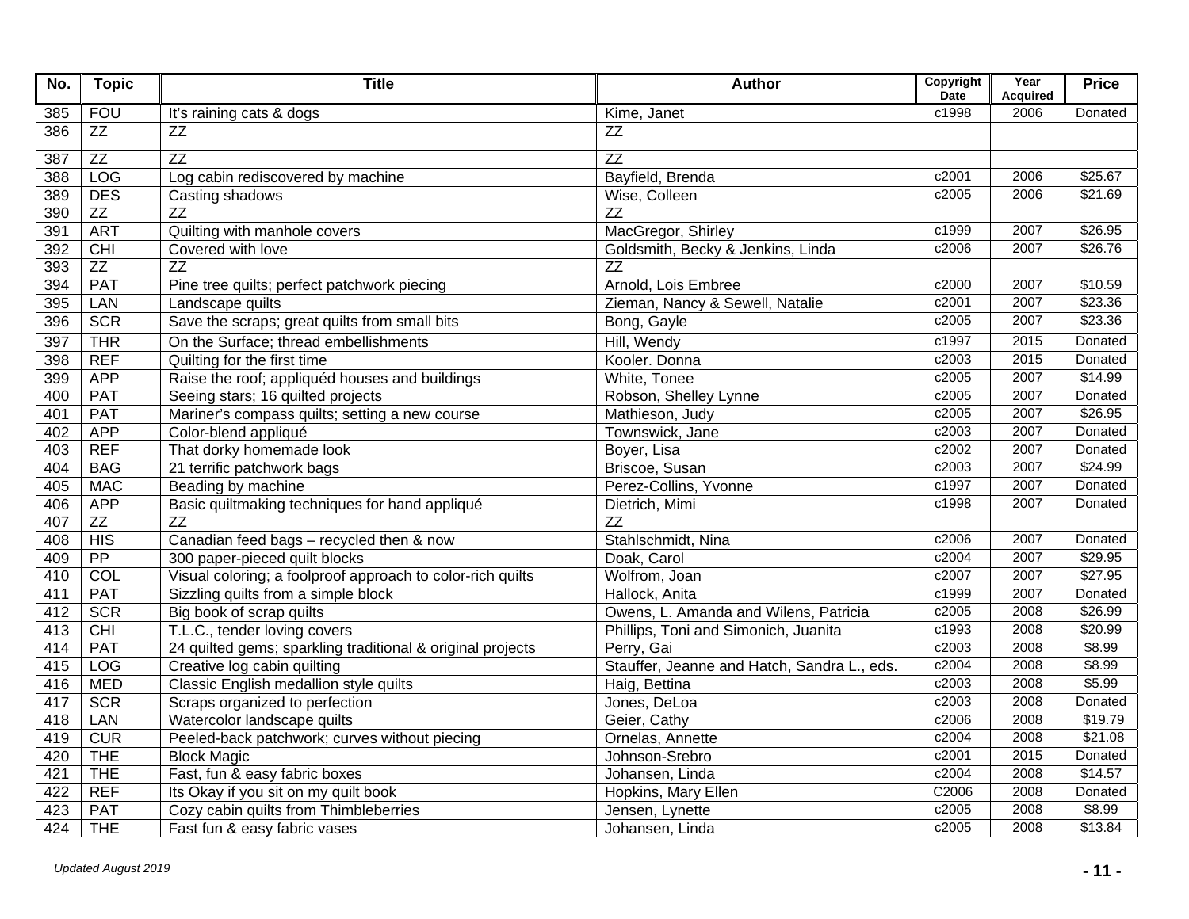| No. | Topic | Title | Author | Copyright Date | Year Acquired | Price |
|---|---|---|---|---|---|---|
| 385 | FOU | It's raining cats & dogs | Kime, Janet | c1998 | 2006 | Donated |
| 386 | ZZ | ZZ | ZZ | | | |
| 387 | ZZ | ZZ | ZZ | | | |
| 388 | LOG | Log cabin rediscovered by machine | Bayfield, Brenda | c2001 | 2006 | $25.67 |
| 389 | DES | Casting shadows | Wise, Colleen | c2005 | 2006 | $21.69 |
| 390 | ZZ | ZZ | ZZ | | | |
| 391 | ART | Quilting with manhole covers | MacGregor, Shirley | c1999 | 2007 | $26.95 |
| 392 | CHI | Covered with love | Goldsmith, Becky & Jenkins, Linda | c2006 | 2007 | $26.76 |
| 393 | ZZ | ZZ | ZZ | | | |
| 394 | PAT | Pine tree quilts; perfect patchwork piecing | Arnold, Lois Embree | c2000 | 2007 | $10.59 |
| 395 | LAN | Landscape quilts | Zieman, Nancy & Sewell, Natalie | c2001 | 2007 | $23.36 |
| 396 | SCR | Save the scraps; great quilts from small bits | Bong, Gayle | c2005 | 2007 | $23.36 |
| 397 | THR | On the Surface; thread embellishments | Hill, Wendy | c1997 | 2015 | Donated |
| 398 | REF | Quilting for the first time | Kooler. Donna | c2003 | 2015 | Donated |
| 399 | APP | Raise the roof; appliquéd houses and buildings | White, Tonee | c2005 | 2007 | $14.99 |
| 400 | PAT | Seeing stars; 16 quilted projects | Robson, Shelley Lynne | c2005 | 2007 | Donated |
| 401 | PAT | Mariner's compass quilts; setting a new course | Mathieson, Judy | c2005 | 2007 | $26.95 |
| 402 | APP | Color-blend appliqué | Townswick, Jane | c2003 | 2007 | Donated |
| 403 | REF | That dorky homemade look | Boyer, Lisa | c2002 | 2007 | Donated |
| 404 | BAG | 21 terrific patchwork bags | Briscoe, Susan | c2003 | 2007 | $24.99 |
| 405 | MAC | Beading by machine | Perez-Collins, Yvonne | c1997 | 2007 | Donated |
| 406 | APP | Basic quiltmaking techniques for hand appliqué | Dietrich, Mimi | c1998 | 2007 | Donated |
| 407 | ZZ | ZZ | ZZ | | | |
| 408 | HIS | Canadian feed bags – recycled then & now | Stahlschmidt, Nina | c2006 | 2007 | Donated |
| 409 | PP | 300 paper-pieced quilt blocks | Doak, Carol | c2004 | 2007 | $29.95 |
| 410 | COL | Visual coloring; a foolproof approach to color-rich quilts | Wolfrom, Joan | c2007 | 2007 | $27.95 |
| 411 | PAT | Sizzling quilts from a simple block | Hallock, Anita | c1999 | 2007 | Donated |
| 412 | SCR | Big book of scrap quilts | Owens, L. Amanda and Wilens, Patricia | c2005 | 2008 | $26.99 |
| 413 | CHI | T.L.C., tender loving covers | Phillips, Toni and Simonich, Juanita | c1993 | 2008 | $20.99 |
| 414 | PAT | 24 quilted gems; sparkling traditional & original projects | Perry, Gai | c2003 | 2008 | $8.99 |
| 415 | LOG | Creative log cabin quilting | Stauffer, Jeanne and Hatch, Sandra L., eds. | c2004 | 2008 | $8.99 |
| 416 | MED | Classic English medallion style quilts | Haig, Bettina | c2003 | 2008 | $5.99 |
| 417 | SCR | Scraps organized to perfection | Jones, DeLoa | c2003 | 2008 | Donated |
| 418 | LAN | Watercolor landscape quilts | Geier, Cathy | c2006 | 2008 | $19.79 |
| 419 | CUR | Peeled-back patchwork; curves without piecing | Ornelas, Annette | c2004 | 2008 | $21.08 |
| 420 | THE | Block Magic | Johnson-Srebro | c2001 | 2015 | Donated |
| 421 | THE | Fast, fun & easy fabric boxes | Johansen, Linda | c2004 | 2008 | $14.57 |
| 422 | REF | Its Okay if you sit on my quilt book | Hopkins, Mary Ellen | C2006 | 2008 | Donated |
| 423 | PAT | Cozy cabin quilts from Thimbleberries | Jensen, Lynette | c2005 | 2008 | $8.99 |
| 424 | THE | Fast fun & easy fabric vases | Johansen, Linda | c2005 | 2008 | $13.84 |

*Updated August 2019*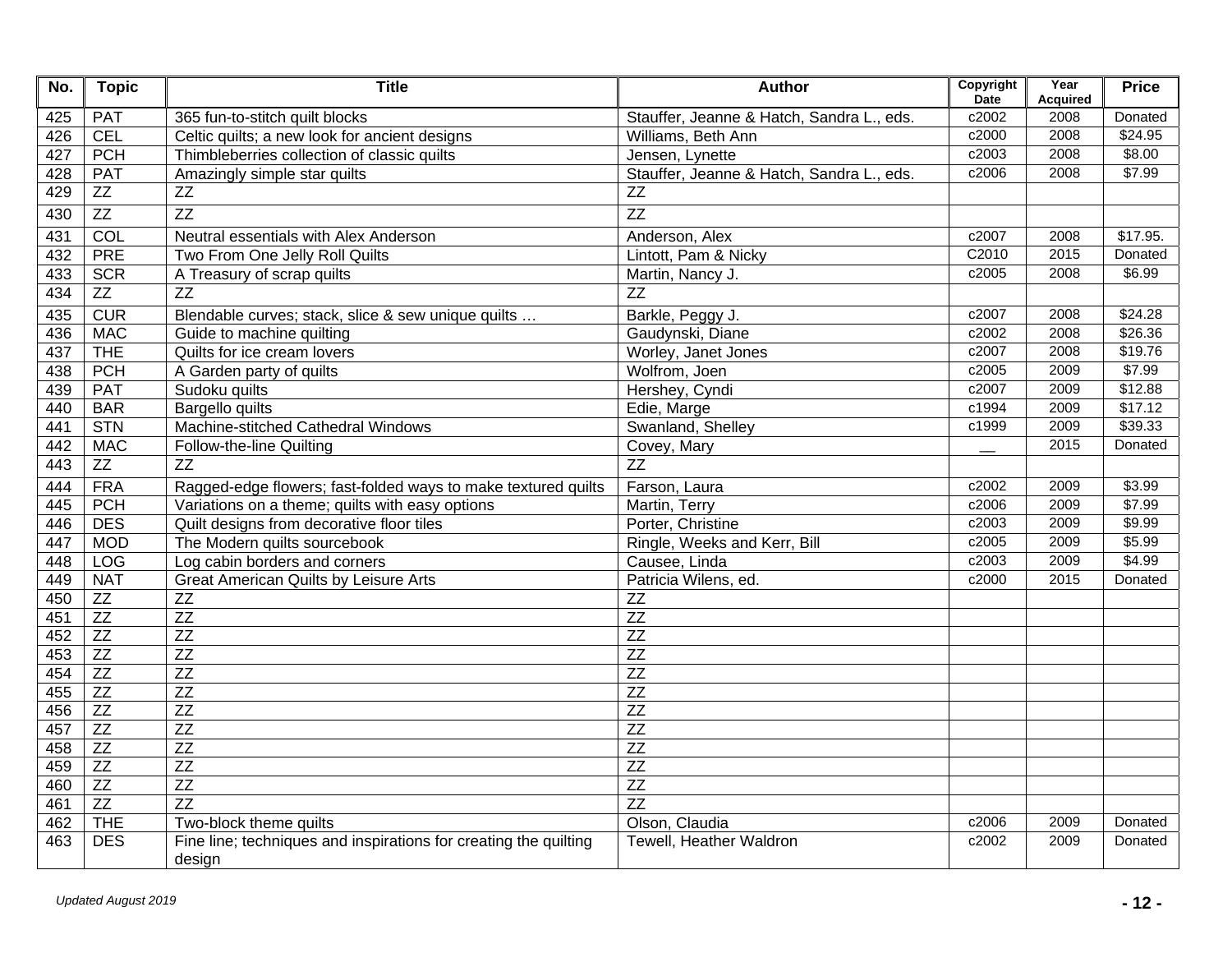| No. | Topic | Title | Author | Copyright Date | Year Acquired | Price |
|---|---|---|---|---|---|---|
| 425 | PAT | 365 fun-to-stitch quilt blocks | Stauffer, Jeanne & Hatch, Sandra L., eds. | c2002 | 2008 | Donated |
| 426 | CEL | Celtic quilts; a new look for ancient designs | Williams, Beth Ann | c2000 | 2008 | $24.95 |
| 427 | PCH | Thimbleberries collection of classic quilts | Jensen, Lynette | c2003 | 2008 | $8.00 |
| 428 | PAT | Amazingly simple star quilts | Stauffer, Jeanne & Hatch, Sandra L., eds. | c2006 | 2008 | $7.99 |
| 429 | ZZ | ZZ | ZZ | | | |
| 430 | ZZ | ZZ | ZZ | | | |
| 431 | COL | Neutral essentials with Alex Anderson | Anderson, Alex | c2007 | 2008 | $17.95. |
| 432 | PRE | Two From One Jelly Roll Quilts | Lintott, Pam & Nicky | C2010 | 2015 | Donated |
| 433 | SCR | A Treasury of scrap quilts | Martin, Nancy J. | c2005 | 2008 | $6.99 |
| 434 | ZZ | ZZ | ZZ | | | |
| 435 | CUR | Blendable curves; stack, slice & sew unique quilts … | Barkle, Peggy J. | c2007 | 2008 | $24.28 |
| 436 | MAC | Guide to machine quilting | Gaudynski, Diane | c2002 | 2008 | $26.36 |
| 437 | THE | Quilts for ice cream lovers | Worley, Janet Jones | c2007 | 2008 | $19.76 |
| 438 | PCH | A Garden party of quilts | Wolfrom, Joen | c2005 | 2009 | $7.99 |
| 439 | PAT | Sudoku quilts | Hershey, Cyndi | c2007 | 2009 | $12.88 |
| 440 | BAR | Bargello quilts | Edie, Marge | c1994 | 2009 | $17.12 |
| 441 | STN | Machine-stitched Cathedral Windows | Swanland, Shelley | c1999 | 2009 | $39.33 |
| 442 | MAC | Follow-the-line Quilting | Covey, Mary | __ | 2015 | Donated |
| 443 | ZZ | ZZ | ZZ | | | |
| 444 | FRA | Ragged-edge flowers; fast-folded ways to make textured quilts | Farson, Laura | c2002 | 2009 | $3.99 |
| 445 | PCH | Variations on a theme; quilts with easy options | Martin, Terry | c2006 | 2009 | $7.99 |
| 446 | DES | Quilt designs from decorative floor tiles | Porter, Christine | c2003 | 2009 | $9.99 |
| 447 | MOD | The Modern quilts sourcebook | Ringle, Weeks and Kerr, Bill | c2005 | 2009 | $5.99 |
| 448 | LOG | Log cabin borders and corners | Causee, Linda | c2003 | 2009 | $4.99 |
| 449 | NAT | Great American Quilts by Leisure Arts | Patricia Wilens, ed. | c2000 | 2015 | Donated |
| 450 | ZZ | ZZ | ZZ | | | |
| 451 | ZZ | ZZ | ZZ | | | |
| 452 | ZZ | ZZ | ZZ | | | |
| 453 | ZZ | ZZ | ZZ | | | |
| 454 | ZZ | ZZ | ZZ | | | |
| 455 | ZZ | ZZ | ZZ | | | |
| 456 | ZZ | ZZ | ZZ | | | |
| 457 | ZZ | ZZ | ZZ | | | |
| 458 | ZZ | ZZ | ZZ | | | |
| 459 | ZZ | ZZ | ZZ | | | |
| 460 | ZZ | ZZ | ZZ | | | |
| 461 | ZZ | ZZ | ZZ | | | |
| 462 | THE | Two-block theme quilts | Olson, Claudia | c2006 | 2009 | Donated |
| 463 | DES | Fine line; techniques and inspirations for creating the quilting design | Tewell, Heather Waldron | c2002 | 2009 | Donated |

*Updated August 2019*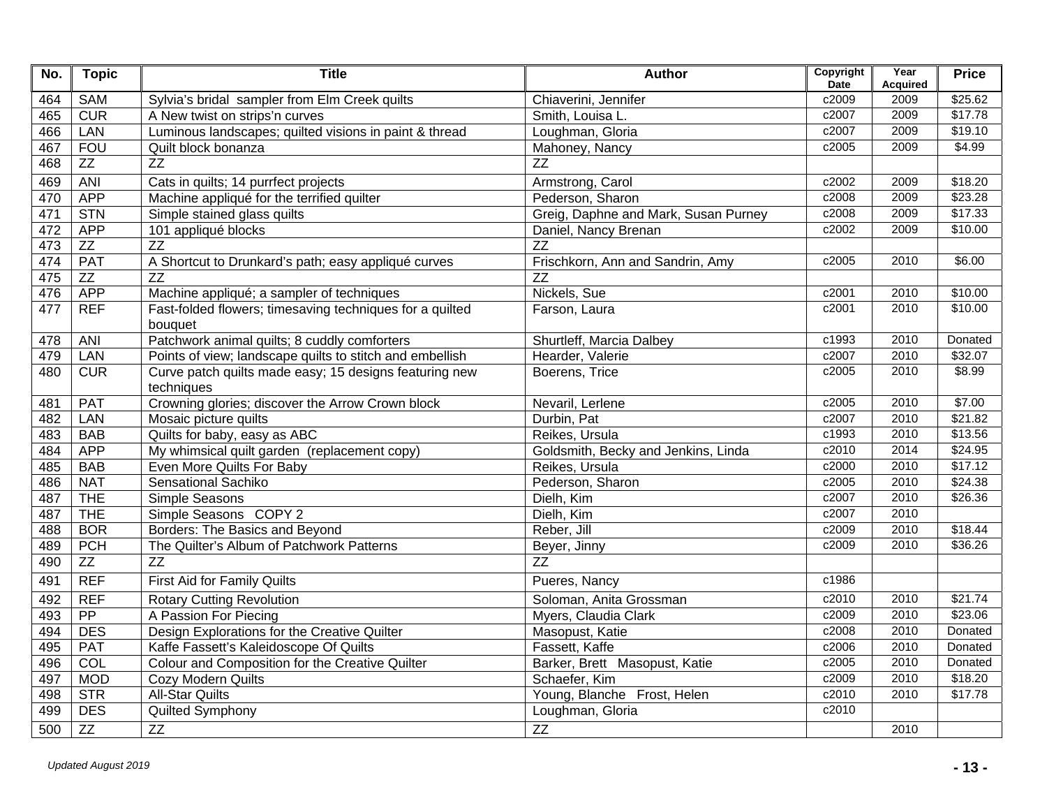| No. | Topic | Title | Author | Copyright Date | Year Acquired | Price |
|---|---|---|---|---|---|---|
| 464 | SAM | Sylvia's bridal sampler from Elm Creek quilts | Chiaverini, Jennifer | c2009 | 2009 | $25.62 |
| 465 | CUR | A New twist on strips'n curves | Smith, Louisa L. | c2007 | 2009 | $17.78 |
| 466 | LAN | Luminous landscapes; quilted visions in paint & thread | Loughman, Gloria | c2007 | 2009 | $19.10 |
| 467 | FOU | Quilt block bonanza | Mahoney, Nancy | c2005 | 2009 | $4.99 |
| 468 | ZZ | ZZ | ZZ | | | |
| 469 | ANI | Cats in quilts; 14 purrfect projects | Armstrong, Carol | c2002 | 2009 | $18.20 |
| 470 | APP | Machine appliqué for the terrified quilter | Pederson, Sharon | c2008 | 2009 | $23.28 |
| 471 | STN | Simple stained glass quilts | Greig, Daphne and Mark, Susan Purney | c2008 | 2009 | $17.33 |
| 472 | APP | 101 appliqué blocks | Daniel, Nancy Brenan | c2002 | 2009 | $10.00 |
| 473 | ZZ | ZZ | ZZ | | | |
| 474 | PAT | A Shortcut to Drunkard's path; easy appliqué curves | Frischkorn, Ann and Sandrin, Amy | c2005 | 2010 | $6.00 |
| 475 | ZZ | ZZ | ZZ | | | |
| 476 | APP | Machine appliqué; a sampler of techniques | Nickels, Sue | c2001 | 2010 | $10.00 |
| 477 | REF | Fast-folded flowers; timesaving techniques for a quilted bouquet | Farson, Laura | c2001 | 2010 | $10.00 |
| 478 | ANI | Patchwork animal quilts; 8 cuddly comforters | Shurtleff, Marcia Dalbey | c1993 | 2010 | Donated |
| 479 | LAN | Points of view; landscape quilts to stitch and embellish | Hearder, Valerie | c2007 | 2010 | $32.07 |
| 480 | CUR | Curve patch quilts made easy; 15 designs featuring new techniques | Boerens, Trice | c2005 | 2010 | $8.99 |
| 481 | PAT | Crowning glories; discover the Arrow Crown block | Nevaril, Lerlene | c2005 | 2010 | $7.00 |
| 482 | LAN | Mosaic picture quilts | Durbin, Pat | c2007 | 2010 | $21.82 |
| 483 | BAB | Quilts for baby, easy as ABC | Reikes, Ursula | c1993 | 2010 | $13.56 |
| 484 | APP | My whimsical quilt garden (replacement copy) | Goldsmith, Becky and Jenkins, Linda | c2010 | 2014 | $24.95 |
| 485 | BAB | Even More Quilts For Baby | Reikes, Ursula | c2000 | 2010 | $17.12 |
| 486 | NAT | Sensational Sachiko | Pederson, Sharon | c2005 | 2010 | $24.38 |
| 487 | THE | Simple Seasons | Dielh, Kim | c2007 | 2010 | $26.36 |
| 487 | THE | Simple Seasons COPY 2 | Dielh, Kim | c2007 | 2010 | |
| 488 | BOR | Borders: The Basics and Beyond | Reber, Jill | c2009 | 2010 | $18.44 |
| 489 | PCH | The Quilter's Album of Patchwork Patterns | Beyer, Jinny | c2009 | 2010 | $36.26 |
| 490 | ZZ | ZZ | ZZ | | | |
| 491 | REF | First Aid for Family Quilts | Pueres, Nancy | c1986 | | |
| 492 | REF | Rotary Cutting Revolution | Soloman, Anita Grossman | c2010 | 2010 | $21.74 |
| 493 | PP | A Passion For Piecing | Myers, Claudia Clark | c2009 | 2010 | $23.06 |
| 494 | DES | Design Explorations for the Creative Quilter | Masopust, Katie | c2008 | 2010 | Donated |
| 495 | PAT | Kaffe Fassett's Kaleidoscope Of Quilts | Fassett, Kaffe | c2006 | 2010 | Donated |
| 496 | COL | Colour and Composition for the Creative Quilter | Barker, Brett Masopust, Katie | c2005 | 2010 | Donated |
| 497 | MOD | Cozy Modern Quilts | Schaefer, Kim | c2009 | 2010 | $18.20 |
| 498 | STR | All-Star Quilts | Young, Blanche Frost, Helen | c2010 | 2010 | $17.78 |
| 499 | DES | Quilted Symphony | Loughman, Gloria | c2010 | | |
| 500 | ZZ | ZZ | ZZ | | 2010 | |

*Updated August 2019*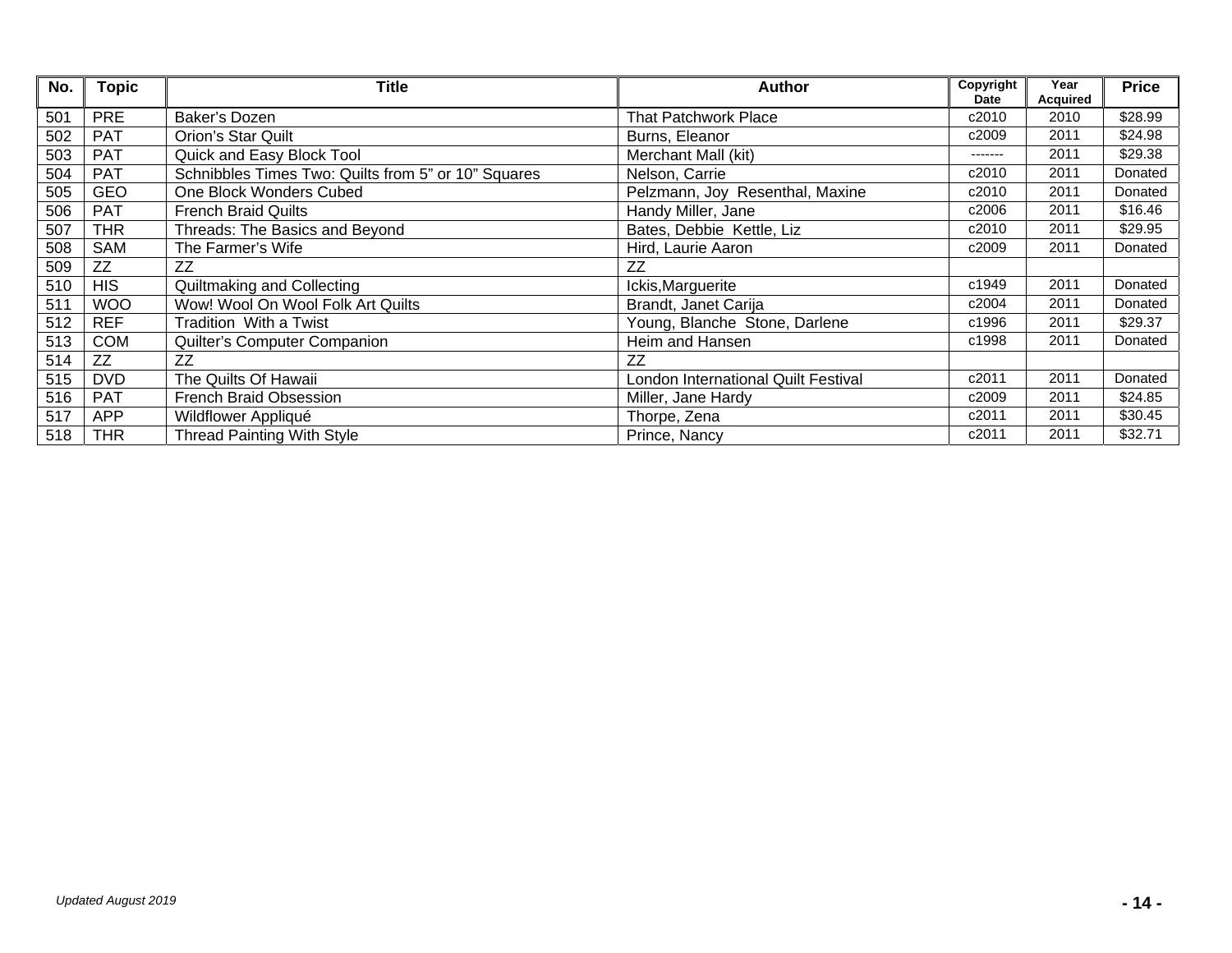| No. | Topic | Title | Author | Copyright Date | Year Acquired | Price |
|---|---|---|---|---|---|---|
| 501 | PRE | Baker's Dozen | That Patchwork Place | c2010 | 2010 | $28.99 |
| 502 | PAT | Orion's Star Quilt | Burns, Eleanor | c2009 | 2011 | $24.98 |
| 503 | PAT | Quick and Easy Block Tool | Merchant Mall (kit) | ------- | 2011 | $29.38 |
| 504 | PAT | Schnibbles Times Two: Quilts from 5" or 10" Squares | Nelson, Carrie | c2010 | 2011 | Donated |
| 505 | GEO | One Block Wonders Cubed | Pelzmann, Joy Resenthal, Maxine | c2010 | 2011 | Donated |
| 506 | PAT | French Braid Quilts | Handy Miller, Jane | c2006 | 2011 | $16.46 |
| 507 | THR | Threads: The Basics and Beyond | Bates, Debbie Kettle, Liz | c2010 | 2011 | $29.95 |
| 508 | SAM | The Farmer's Wife | Hird, Laurie Aaron | c2009 | 2011 | Donated |
| 509 | ZZ | ZZ | ZZ | | | |
| 510 | HIS | Quiltmaking and Collecting | Ickis,Marguerite | c1949 | 2011 | Donated |
| 511 | WOO | Wow! Wool On Wool Folk Art Quilts | Brandt, Janet Carija | c2004 | 2011 | Donated |
| 512 | REF | Tradition With a Twist | Young, Blanche Stone, Darlene | c1996 | 2011 | $29.37 |
| 513 | COM | Quilter's Computer Companion | Heim and Hansen | c1998 | 2011 | Donated |
| 514 | ZZ | ZZ | ZZ | | | |
| 515 | DVD | The Quilts Of Hawaii | London International Quilt Festival | c2011 | 2011 | Donated |
| 516 | PAT | French Braid Obsession | Miller, Jane Hardy | c2009 | 2011 | $24.85 |
| 517 | APP | Wildflower Appliqué | Thorpe, Zena | c2011 | 2011 | $30.45 |
| 518 | THR | Thread Painting With Style | Prince, Nancy | c2011 | 2011 | $32.71 |

*Updated August 2019*